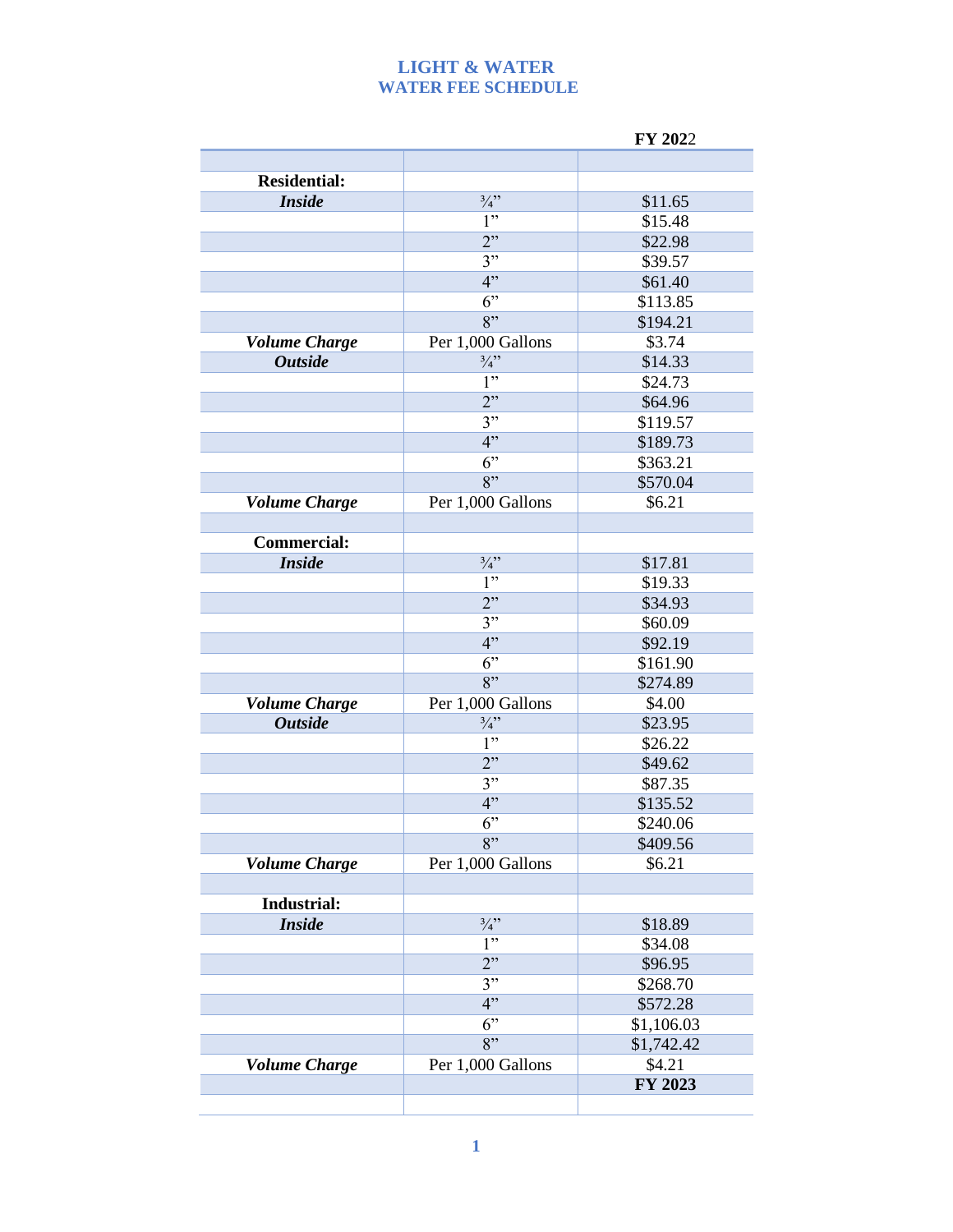# LIGHT & WATER
## WATER FEE SCHEDULE

| | | FY 2022 |
|---|---|---|
| | | |
| **Residential:** | | |
| ***Inside*** | ¾” | $11.65 |
| | 1” | $15.48 |
| | 2” | $22.98 |
| | 3” | $39.57 |
| | 4” | $61.40 |
| | 6” | $113.85 |
| | 8” | $194.21 |
| ***Volume Charge*** | Per 1,000 Gallons | $3.74 |
| ***Outside*** | ¾” | $14.33 |
| | 1” | $24.73 |
| | 2” | $64.96 |
| | 3” | $119.57 |
| | 4” | $189.73 |
| | 6” | $363.21 |
| | 8” | $570.04 |
| ***Volume Charge*** | Per 1,000 Gallons | $6.21 |
| | | |
| **Commercial:** | | |
| ***Inside*** | ¾” | $17.81 |
| | 1” | $19.33 |
| | 2” | $34.93 |
| | 3” | $60.09 |
| | 4” | $92.19 |
| | 6” | $161.90 |
| | 8” | $274.89 |
| ***Volume Charge*** | Per 1,000 Gallons | $4.00 |
| ***Outside*** | ¾” | $23.95 |
| | 1” | $26.22 |
| | 2” | $49.62 |
| | 3” | $87.35 |
| | 4” | $135.52 |
| | 6” | $240.06 |
| | 8” | $409.56 |
| ***Volume Charge*** | Per 1,000 Gallons | $6.21 |
| | | |
| **Industrial:** | | |
| ***Inside*** | ¾” | $18.89 |
| | 1” | $34.08 |
| | 2” | $96.95 |
| | 3” | $268.70 |
| | 4” | $572.28 |
| | 6” | $1,106.03 |
| | 8” | $1,742.42 |
| ***Volume Charge*** | Per 1,000 Gallons | $4.21 |
| | | **FY 2023** |
| | | |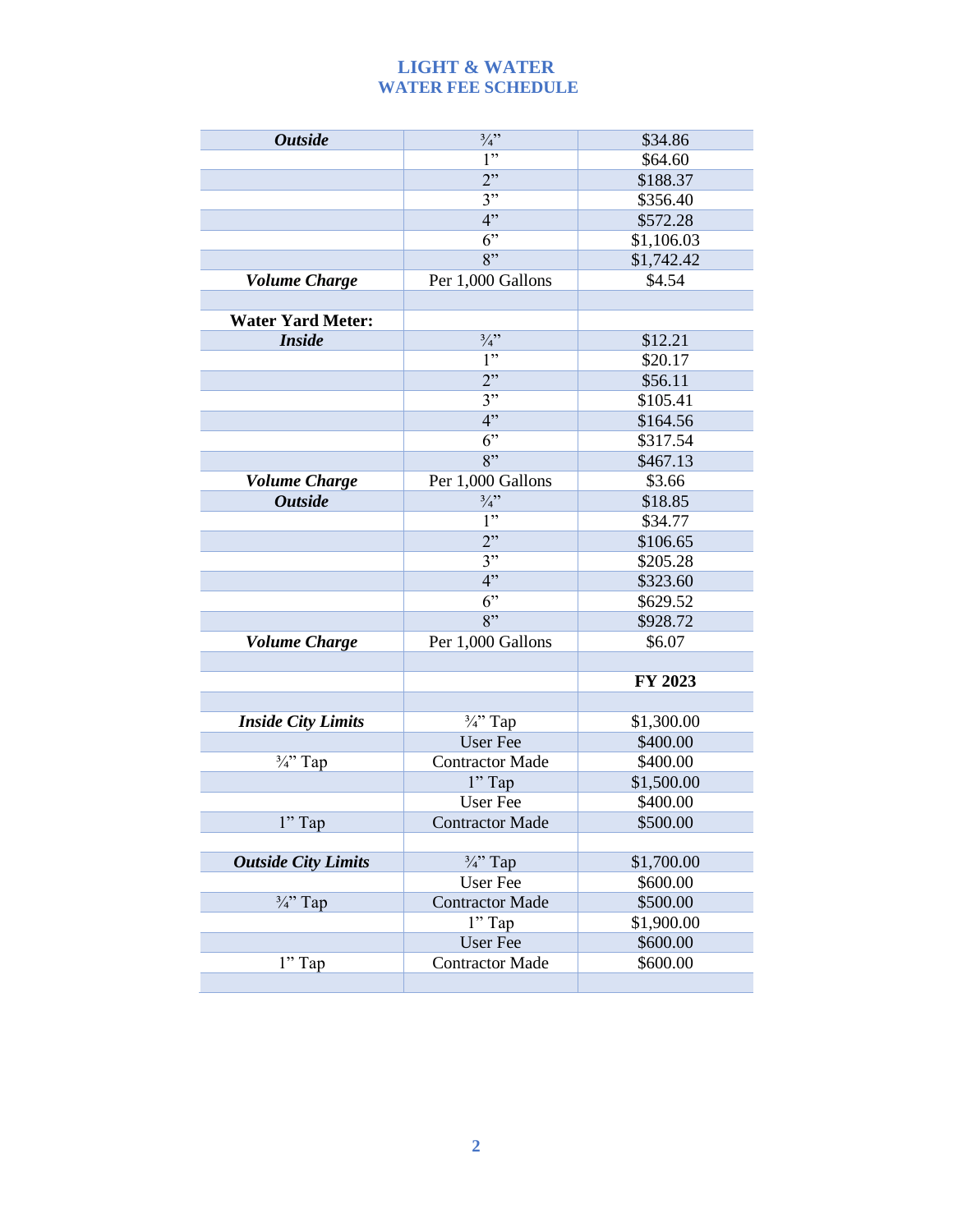## LIGHT & WATER
## WATER FEE SCHEDULE

| | | |
|---|---|---|
| ***Outside*** | ¾" | $34.86 |
| | 1" | $64.60 |
| | 2" | $188.37 |
| | 3" | $356.40 |
| | 4" | $572.28 |
| | 6" | $1,106.03 |
| | 8" | $1,742.42 |
| ***Volume Charge*** | Per 1,000 Gallons | $4.54 |
| | | |
| **Water Yard Meter:** | | |
| ***Inside*** | ¾" | $12.21 |
| | 1" | $20.17 |
| | 2" | $56.11 |
| | 3" | $105.41 |
| | 4" | $164.56 |
| | 6" | $317.54 |
| | 8" | $467.13 |
| ***Volume Charge*** | Per 1,000 Gallons | $3.66 |
| ***Outside*** | ¾" | $18.85 |
| | 1" | $34.77 |
| | 2" | $106.65 |
| | 3" | $205.28 |
| | 4" | $323.60 |
| | 6" | $629.52 |
| | 8" | $928.72 |
| ***Volume Charge*** | Per 1,000 Gallons | $6.07 |
| | | |
| | | **FY 2023** |
| | | |
| ***Inside City Limits*** | ¾" Tap | $1,300.00 |
| | User Fee | $400.00 |
| ¾" Tap | Contractor Made | $400.00 |
| | 1" Tap | $1,500.00 |
| | User Fee | $400.00 |
| 1" Tap | Contractor Made | $500.00 |
| | | |
| ***Outside City Limits*** | ¾" Tap | $1,700.00 |
| | User Fee | $600.00 |
| ¾" Tap | Contractor Made | $500.00 |
| | 1" Tap | $1,900.00 |
| | User Fee | $600.00 |
| 1" Tap | Contractor Made | $600.00 |
| | | |